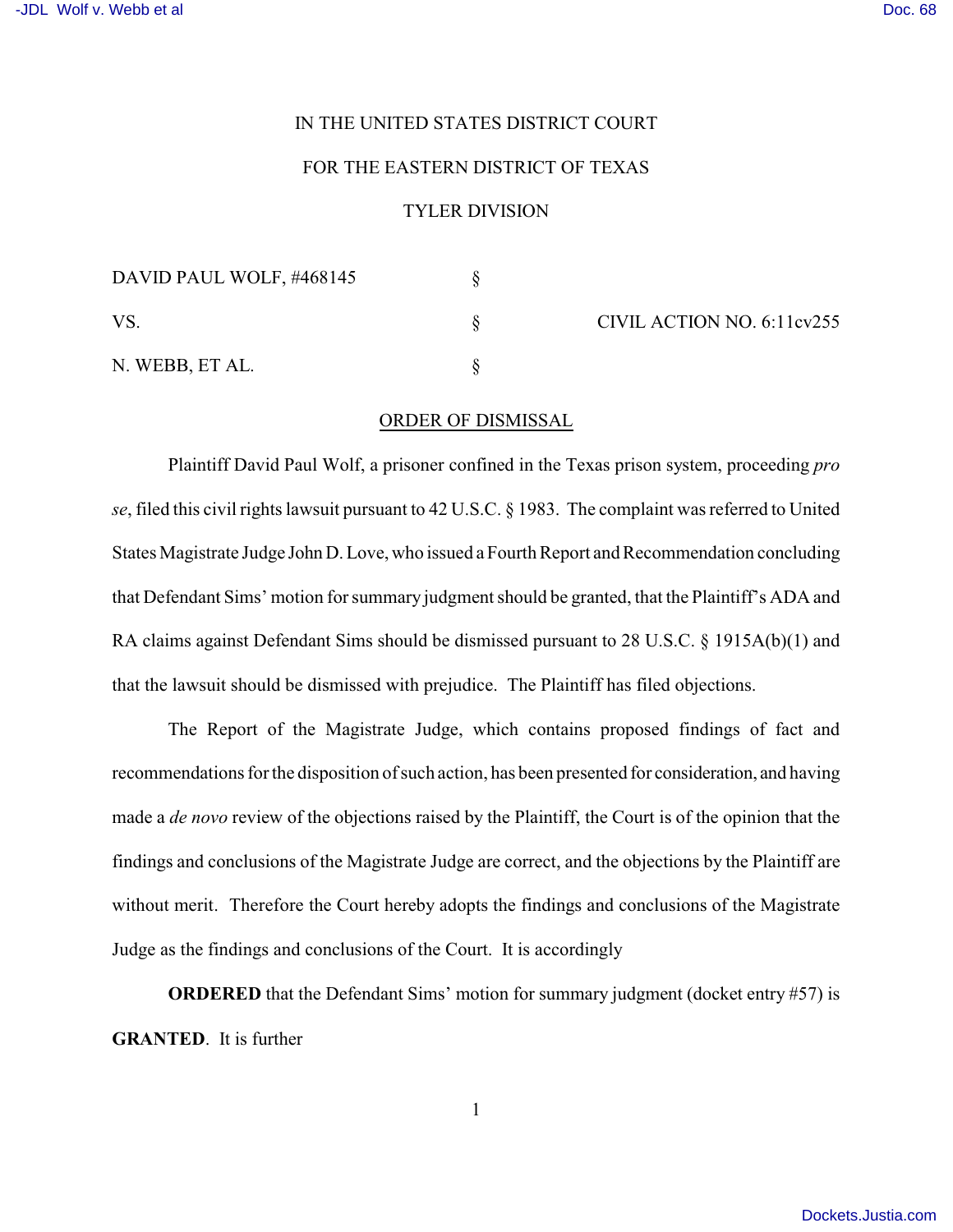IN THE UNITED STATES DISTRICT COURT

FOR THE EASTERN DISTRICT OF TEXAS

TYLER DIVISION

| | | |
|---|---|---|
| DAVID PAUL WOLF, #468145 | § | |
| VS. | § | CIVIL ACTION NO. 6:11cv255 |
| N. WEBB, ET AL. | § | |

## ORDER OF DISMISSAL

Plaintiff David Paul Wolf, a prisoner confined in the Texas prison system, proceeding *pro se*, filed this civil rights lawsuit pursuant to 42 U.S.C. § 1983. The complaint was referred to United States Magistrate Judge John D. Love, who issued a Fourth Report and Recommendation concluding that Defendant Sims' motion for summary judgment should be granted, that the Plaintiff's ADA and RA claims against Defendant Sims should be dismissed pursuant to 28 U.S.C. § 1915A(b)(1) and that the lawsuit should be dismissed with prejudice. The Plaintiff has filed objections.

The Report of the Magistrate Judge, which contains proposed findings of fact and recommendations for the disposition of such action, has been presented for consideration, and having made a *de novo* review of the objections raised by the Plaintiff, the Court is of the opinion that the findings and conclusions of the Magistrate Judge are correct, and the objections by the Plaintiff are without merit. Therefore the Court hereby adopts the findings and conclusions of the Magistrate Judge as the findings and conclusions of the Court. It is accordingly

**ORDERED** that the Defendant Sims' motion for summary judgment (docket entry #57) is **GRANTED**. It is further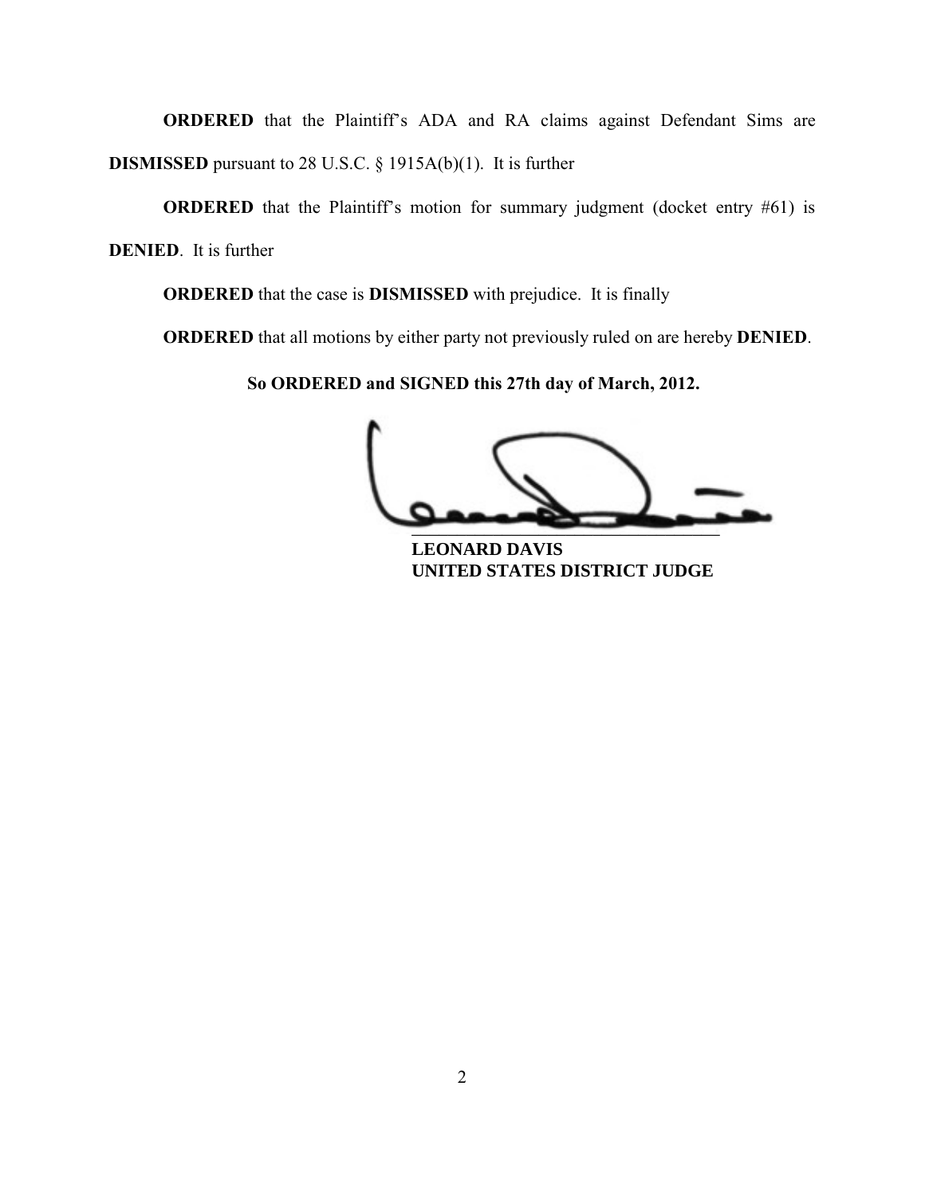**ORDERED** that the Plaintiff's ADA and RA claims against Defendant Sims are **DISMISSED** pursuant to 28 U.S.C. § 1915A(b)(1). It is further

**ORDERED** that the Plaintiff's motion for summary judgment (docket entry #61) is **DENIED**. It is further

**ORDERED** that the case is **DISMISSED** with prejudice. It is finally

**ORDERED** that all motions by either party not previously ruled on are hereby **DENIED**.

**So ORDERED and SIGNED this 27th day of March, 2012.**

**LEONARD DAVIS**
**UNITED STATES DISTRICT JUDGE**